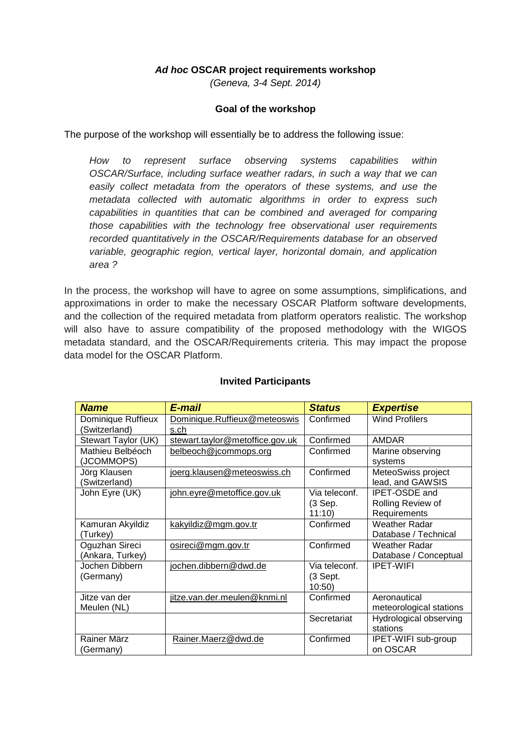# *Ad hoc* OSCAR project requirements workshop

*(Geneva, 3-4 Sept. 2014)*

## Goal of the workshop

The purpose of the workshop will essentially be to address the following issue:

> *How to represent surface observing systems capabilities within OSCAR/Surface, including surface weather radars, in such a way that we can easily collect metadata from the operators of these systems, and use the metadata collected with automatic algorithms in order to express such capabilities in quantities that can be combined and averaged for comparing those capabilities with the technology free observational user requirements recorded quantitatively in the OSCAR/Requirements database for an observed variable, geographic region, vertical layer, horizontal domain, and application area ?*

In the process, the workshop will have to agree on some assumptions, simplifications, and approximations in order to make the necessary OSCAR Platform software developments, and the collection of the required metadata from platform operators realistic. The workshop will also have to assure compatibility of the proposed methodology with the WIGOS metadata standard, and the OSCAR/Requirements criteria. This may impact the propose data model for the OSCAR Platform.

## Invited Participants

| *Name* | *E-mail* | *Status* | *Expertise* |
|---|---|---|---|
| Dominique Ruffieux (Switzerland) | Dominique.Ruffieux@meteoswiss.ch | Confirmed | Wind Profilers |
| Stewart Taylor (UK) | stewart.taylor@metoffice.gov.uk | Confirmed | AMDAR |
| Mathieu Belbéoch (JCOMMOPS) | belbeoch@jcommops.org | Confirmed | Marine observing systems |
| Jörg Klausen (Switzerland) | joerg.klausen@meteoswiss.ch | Confirmed | MeteoSwiss project lead, and GAWSIS |
| John Eyre (UK) | john.eyre@metoffice.gov.uk | Via teleconf. (3 Sep. 11:10) | IPET-OSDE and Rolling Review of Requirements |
| Kamuran Akyildiz (Turkey) | kakyildiz@mgm.gov.tr | Confirmed | Weather Radar Database / Technical |
| Oguzhan Sireci (Ankara, Turkey) | osireci@mgm.gov.tr | Confirmed | Weather Radar Database / Conceptual |
| Jochen Dibbern (Germany) | jochen.dibbern@dwd.de | Via teleconf. (3 Sept. 10:50) | IPET-WIFI |
| Jitze van der Meulen (NL) | jitze.van.der.meulen@knmi.nl | Confirmed | Aeronautical meteorological stations |
| | | Secretariat | Hydrological observing stations |
| Rainer März (Germany) | Rainer.Maerz@dwd.de | Confirmed | IPET-WIFI sub-group on OSCAR |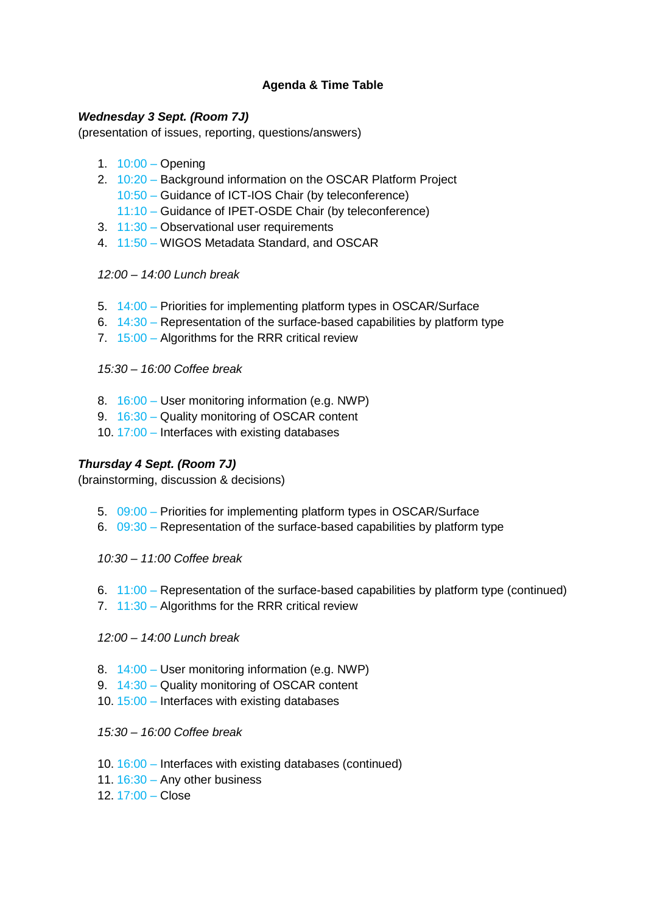## Agenda & Time Table

***Wednesday 3 Sept. (Room 7J)***
(presentation of issues, reporting, questions/answers)

1. 10:00 – Opening
2. 10:20 – Background information on the OSCAR Platform Project
   10:50 – Guidance of ICT-IOS Chair (by teleconference)
   11:10 – Guidance of IPET-OSDE Chair (by teleconference)
3. 11:30 – Observational user requirements
4. 11:50 – WIGOS Metadata Standard, and OSCAR

*12:00 – 14:00 Lunch break*

5. 14:00 – Priorities for implementing platform types in OSCAR/Surface
6. 14:30 – Representation of the surface-based capabilities by platform type
7. 15:00 – Algorithms for the RRR critical review

*15:30 – 16:00 Coffee break*

8. 16:00 – User monitoring information (e.g. NWP)
9. 16:30 – Quality monitoring of OSCAR content
10. 17:00 – Interfaces with existing databases

***Thursday 4 Sept. (Room 7J)***
(brainstorming, discussion & decisions)

5. 09:00 – Priorities for implementing platform types in OSCAR/Surface
6. 09:30 – Representation of the surface-based capabilities by platform type

*10:30 – 11:00 Coffee break*

6. 11:00 – Representation of the surface-based capabilities by platform type (continued)
7. 11:30 – Algorithms for the RRR critical review

*12:00 – 14:00 Lunch break*

8. 14:00 – User monitoring information (e.g. NWP)
9. 14:30 – Quality monitoring of OSCAR content
10. 15:00 – Interfaces with existing databases

*15:30 – 16:00 Coffee break*

10. 16:00 – Interfaces with existing databases (continued)
11. 16:30 – Any other business
12. 17:00 – Close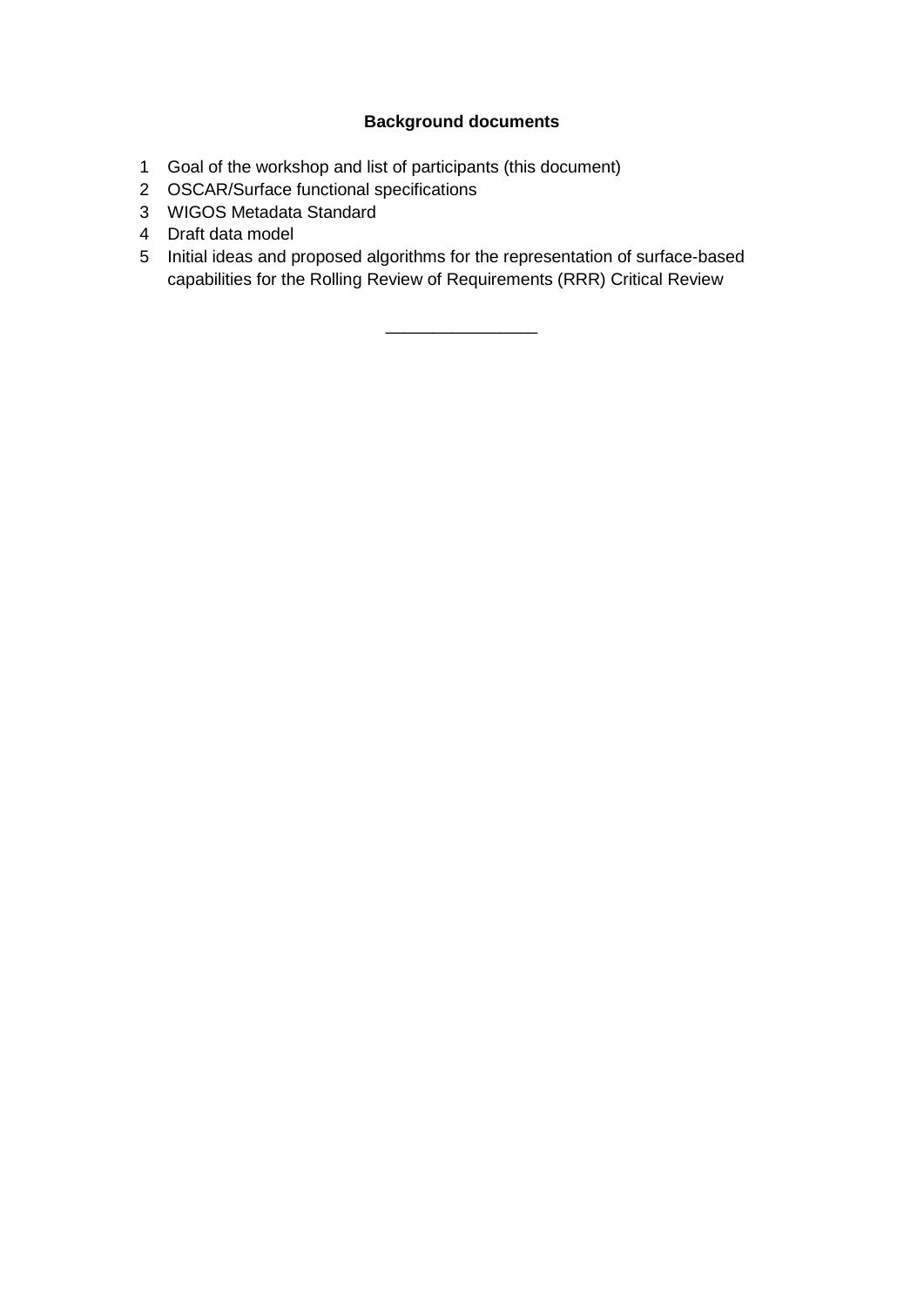**Background documents**

1. Goal of the workshop and list of participants (this document)
2. OSCAR/Surface functional specifications
3. WIGOS Metadata Standard
4. Draft data model
5. Initial ideas and proposed algorithms for the representation of surface-based capabilities for the Rolling Review of Requirements (RRR) Critical Review

_______________